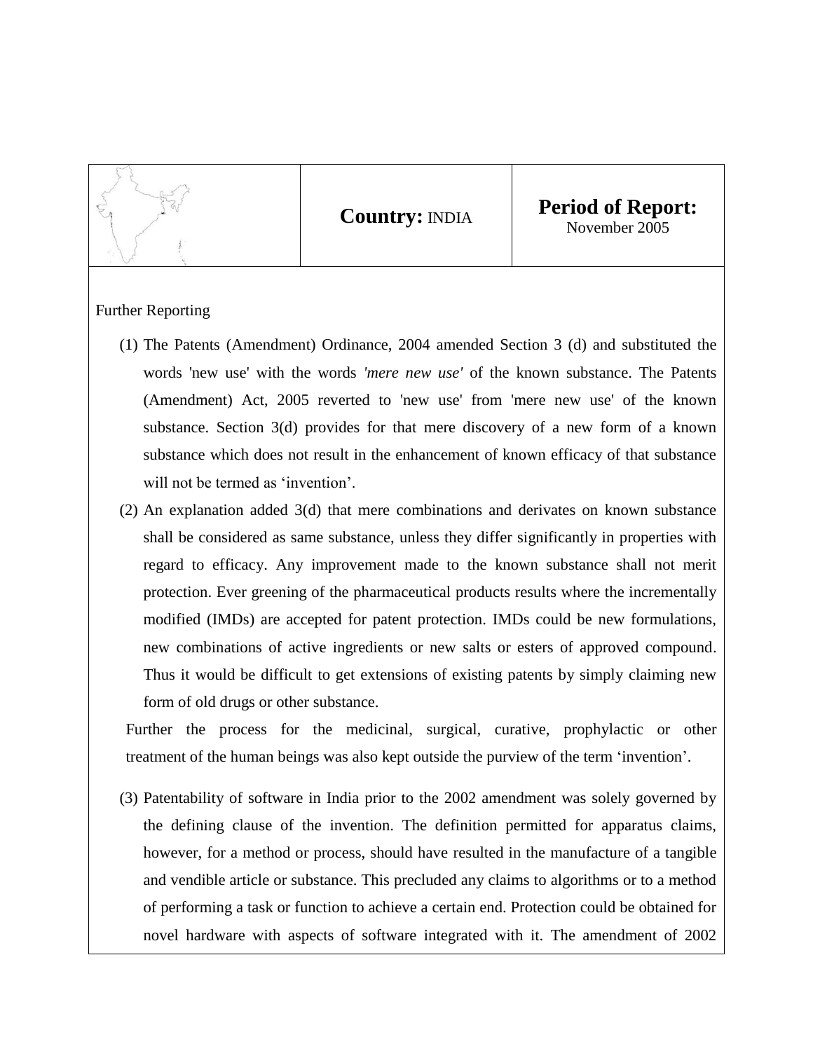| | **Country:** INDIA | **Period of Report:** November 2005 |
|---|---|---|

Further Reporting

(1) The Patents (Amendment) Ordinance, 2004 amended Section 3 (d) and substituted the words 'new use' with the words *'mere new use'* of the known substance. The Patents (Amendment) Act, 2005 reverted to 'new use' from 'mere new use' of the known substance. Section 3(d) provides for that mere discovery of a new form of a known substance which does not result in the enhancement of known efficacy of that substance will not be termed as 'invention'.

(2) An explanation added 3(d) that mere combinations and derivates on known substance shall be considered as same substance, unless they differ significantly in properties with regard to efficacy. Any improvement made to the known substance shall not merit protection. Ever greening of the pharmaceutical products results where the incrementally modified (IMDs) are accepted for patent protection. IMDs could be new formulations, new combinations of active ingredients or new salts or esters of approved compound. Thus it would be difficult to get extensions of existing patents by simply claiming new form of old drugs or other substance.

Further the process for the medicinal, surgical, curative, prophylactic or other treatment of the human beings was also kept outside the purview of the term 'invention'.

(3) Patentability of software in India prior to the 2002 amendment was solely governed by the defining clause of the invention. The definition permitted for apparatus claims, however, for a method or process, should have resulted in the manufacture of a tangible and vendible article or substance. This precluded any claims to algorithms or to a method of performing a task or function to achieve a certain end. Protection could be obtained for novel hardware with aspects of software integrated with it. The amendment of 2002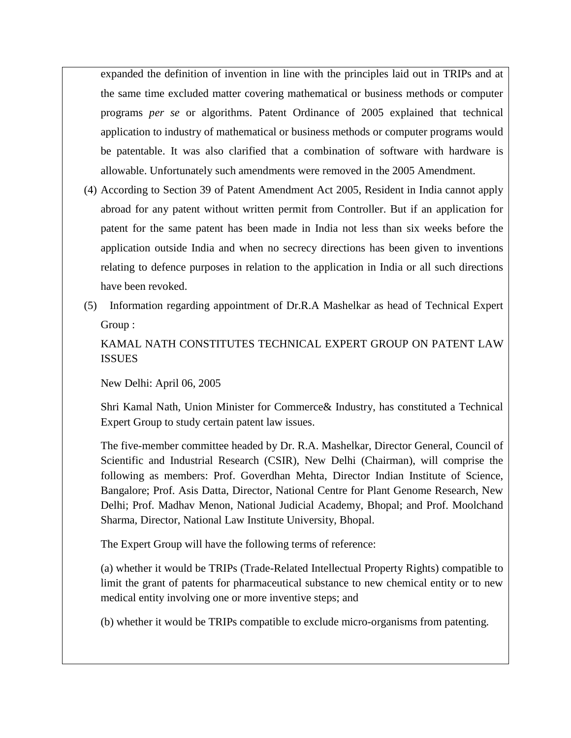expanded the definition of invention in line with the principles laid out in TRIPs and at the same time excluded matter covering mathematical or business methods or computer programs *per se* or algorithms. Patent Ordinance of 2005 explained that technical application to industry of mathematical or business methods or computer programs would be patentable. It was also clarified that a combination of software with hardware is allowable. Unfortunately such amendments were removed in the 2005 Amendment.

(4) According to Section 39 of Patent Amendment Act 2005, Resident in India cannot apply abroad for any patent without written permit from Controller. But if an application for patent for the same patent has been made in India not less than six weeks before the application outside India and when no secrecy directions has been given to inventions relating to defence purposes in relation to the application in India or all such directions have been revoked.

(5) Information regarding appointment of Dr.R.A Mashelkar as head of Technical Expert Group :

KAMAL NATH CONSTITUTES TECHNICAL EXPERT GROUP ON PATENT LAW ISSUES

New Delhi: April 06, 2005

Shri Kamal Nath, Union Minister for Commerce& Industry, has constituted a Technical Expert Group to study certain patent law issues.

The five-member committee headed by Dr. R.A. Mashelkar, Director General, Council of Scientific and Industrial Research (CSIR), New Delhi (Chairman), will comprise the following as members: Prof. Goverdhan Mehta, Director Indian Institute of Science, Bangalore; Prof. Asis Datta, Director, National Centre for Plant Genome Research, New Delhi; Prof. Madhav Menon, National Judicial Academy, Bhopal; and Prof. Moolchand Sharma, Director, National Law Institute University, Bhopal.

The Expert Group will have the following terms of reference:

(a) whether it would be TRIPs (Trade-Related Intellectual Property Rights) compatible to limit the grant of patents for pharmaceutical substance to new chemical entity or to new medical entity involving one or more inventive steps; and

(b) whether it would be TRIPs compatible to exclude micro-organisms from patenting.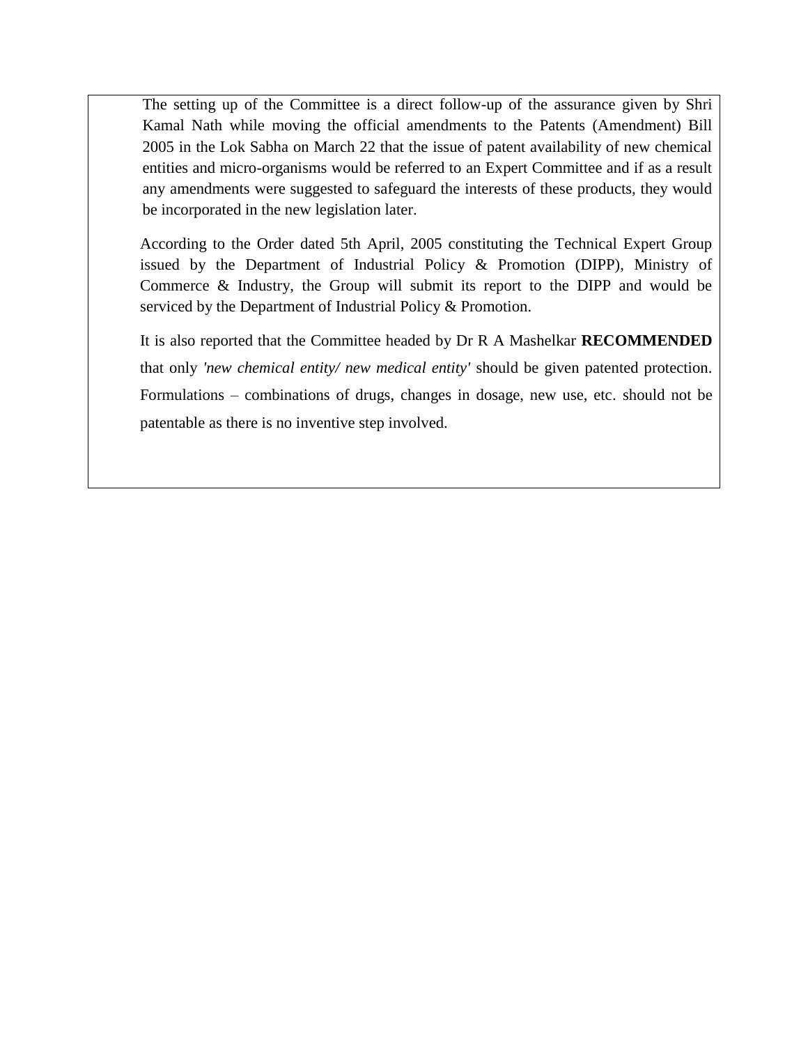The setting up of the Committee is a direct follow-up of the assurance given by Shri Kamal Nath while moving the official amendments to the Patents (Amendment) Bill 2005 in the Lok Sabha on March 22 that the issue of patent availability of new chemical entities and micro-organisms would be referred to an Expert Committee and if as a result any amendments were suggested to safeguard the interests of these products, they would be incorporated in the new legislation later.

According to the Order dated 5th April, 2005 constituting the Technical Expert Group issued by the Department of Industrial Policy & Promotion (DIPP), Ministry of Commerce & Industry, the Group will submit its report to the DIPP and would be serviced by the Department of Industrial Policy & Promotion.

It is also reported that the Committee headed by Dr R A Mashelkar **RECOMMENDED** that only *'new chemical entity/ new medical entity'* should be given patented protection. Formulations – combinations of drugs, changes in dosage, new use, etc. should not be patentable as there is no inventive step involved.